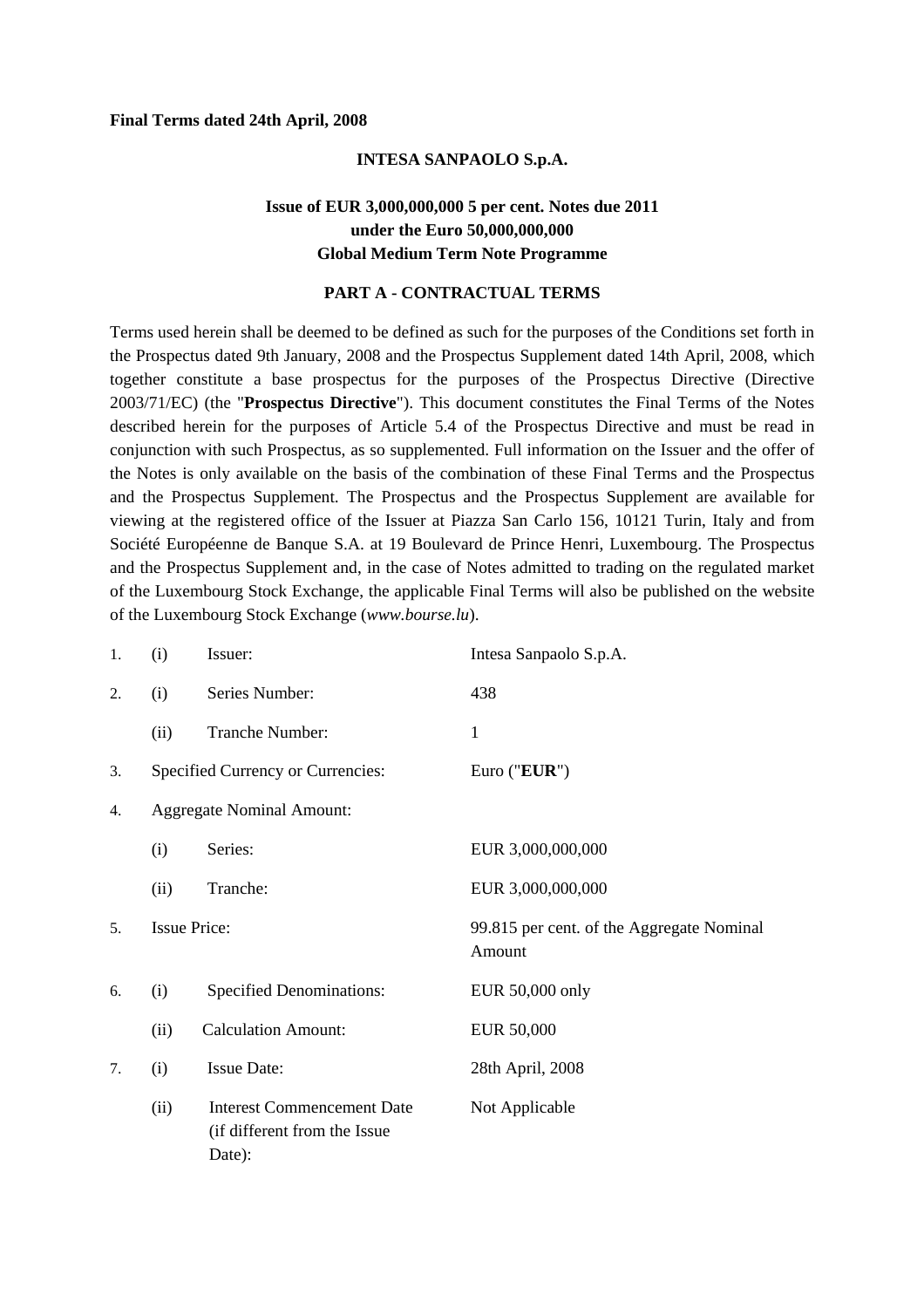**Final Terms dated 24th April, 2008**

**INTESA SANPAOLO S.p.A.**

**Issue of EUR 3,000,000,000 5 per cent. Notes due 2011**
**under the Euro 50,000,000,000**
**Global Medium Term Note Programme**

**PART A - CONTRACTUAL TERMS**

Terms used herein shall be deemed to be defined as such for the purposes of the Conditions set forth in the Prospectus dated 9th January, 2008 and the Prospectus Supplement dated 14th April, 2008, which together constitute a base prospectus for the purposes of the Prospectus Directive (Directive 2003/71/EC) (the "**Prospectus Directive**"). This document constitutes the Final Terms of the Notes described herein for the purposes of Article 5.4 of the Prospectus Directive and must be read in conjunction with such Prospectus, as so supplemented. Full information on the Issuer and the offer of the Notes is only available on the basis of the combination of these Final Terms and the Prospectus and the Prospectus Supplement. The Prospectus and the Prospectus Supplement are available for viewing at the registered office of the Issuer at Piazza San Carlo 156, 10121 Turin, Italy and from Société Européenne de Banque S.A. at 19 Boulevard de Prince Henri, Luxembourg. The Prospectus and the Prospectus Supplement and, in the case of Notes admitted to trading on the regulated market of the Luxembourg Stock Exchange, the applicable Final Terms will also be published on the website of the Luxembourg Stock Exchange (*www.bourse.lu*).

| | | | |
|---|---|---|---|
| 1. | (i) | Issuer: | Intesa Sanpaolo S.p.A. |
| 2. | (i) | Series Number: | 438 |
| | (ii) | Tranche Number: | 1 |
| 3. | Specified Currency or Currencies: | | Euro ("**EUR**") |
| 4. | Aggregate Nominal Amount: | | |
| | (i) | Series: | EUR 3,000,000,000 |
| | (ii) | Tranche: | EUR 3,000,000,000 |
| 5. | Issue Price: | | 99.815 per cent. of the Aggregate Nominal Amount |
| 6. | (i) | Specified Denominations: | EUR 50,000 only |
| | (ii) | Calculation Amount: | EUR 50,000 |
| 7. | (i) | Issue Date: | 28th April, 2008 |
| | (ii) | Interest Commencement Date (if different from the Issue Date): | Not Applicable |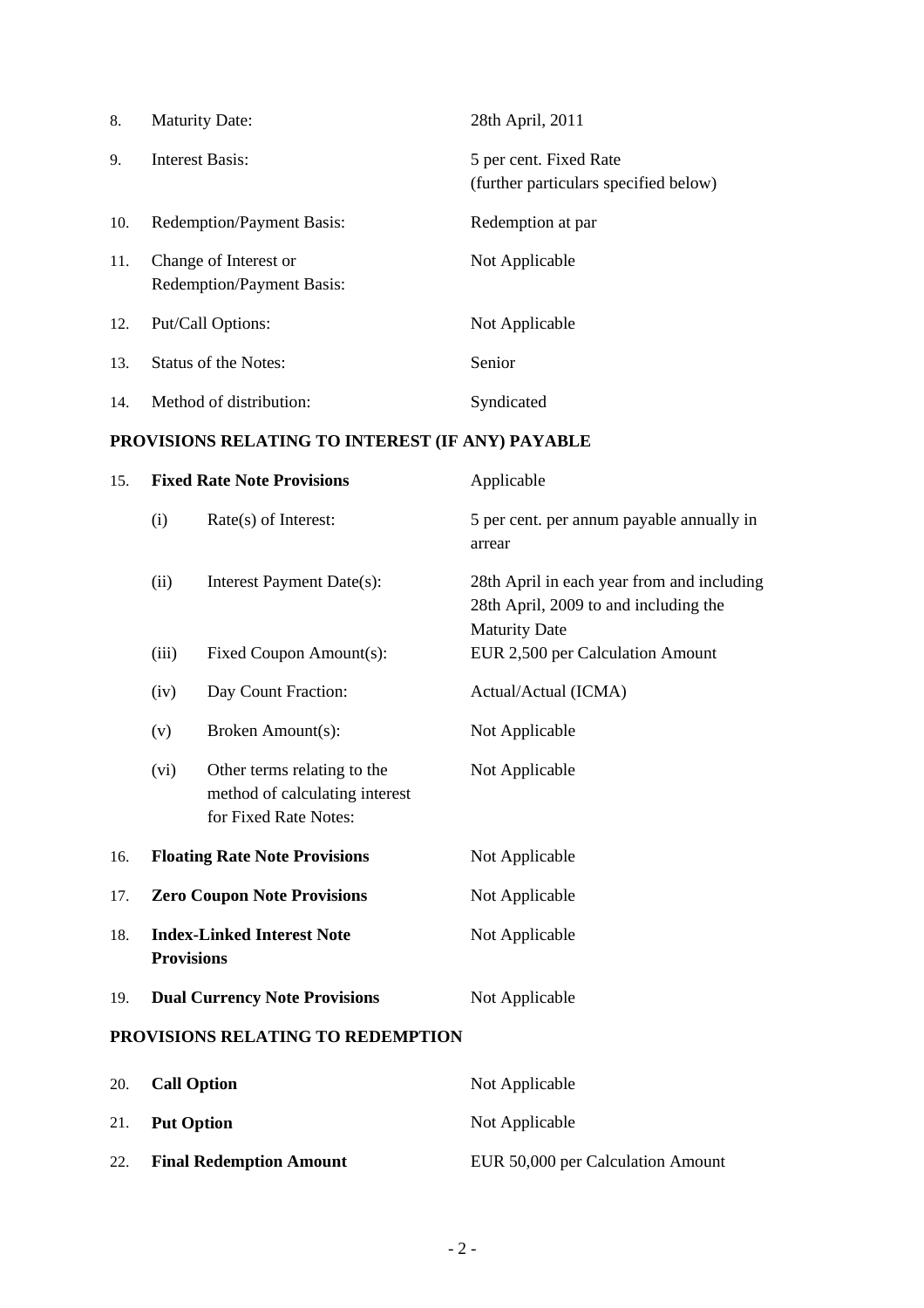| | | |
|---|---|---|
| 8. | Maturity Date: | 28th April, 2011 |
| 9. | Interest Basis: | 5 per cent. Fixed Rate<br>(further particulars specified below) |
| 10. | Redemption/Payment Basis: | Redemption at par |
| 11. | Change of Interest or Redemption/Payment Basis: | Not Applicable |
| 12. | Put/Call Options: | Not Applicable |
| 13. | Status of the Notes: | Senior |
| 14. | Method of distribution: | Syndicated |

## PROVISIONS RELATING TO INTEREST (IF ANY) PAYABLE

| | | | |
|---|---|---|---|
| 15. | **Fixed Rate Note Provisions** | | Applicable |
| | (i) | Rate(s) of Interest: | 5 per cent. per annum payable annually in arrear |
| | (ii) | Interest Payment Date(s): | 28th April in each year from and including 28th April, 2009 to and including the Maturity Date |
| | (iii) | Fixed Coupon Amount(s): | EUR 2,500 per Calculation Amount |
| | (iv) | Day Count Fraction: | Actual/Actual (ICMA) |
| | (v) | Broken Amount(s): | Not Applicable |
| | (vi) | Other terms relating to the method of calculating interest for Fixed Rate Notes: | Not Applicable |
| 16. | **Floating Rate Note Provisions** | | Not Applicable |
| 17. | **Zero Coupon Note Provisions** | | Not Applicable |
| 18. | **Index-Linked Interest Note Provisions** | | Not Applicable |
| 19. | **Dual Currency Note Provisions** | | Not Applicable |

## PROVISIONS RELATING TO REDEMPTION

| | | |
|---|---|---|
| 20. | **Call Option** | Not Applicable |
| 21. | **Put Option** | Not Applicable |
| 22. | **Final Redemption Amount** | EUR 50,000 per Calculation Amount |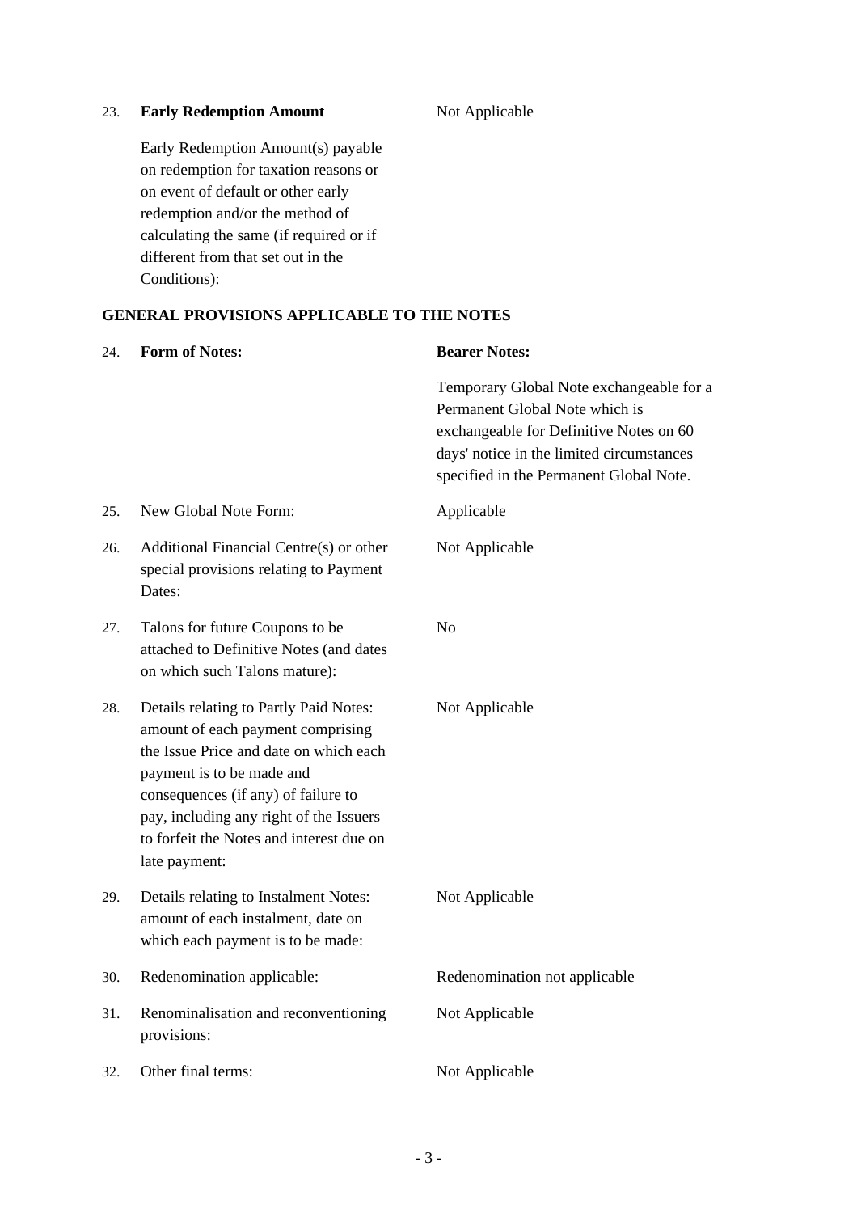| | | |
|---|---|---|
| 23. | **Early Redemption Amount**<br><br>Early Redemption Amount(s) payable on redemption for taxation reasons or on event of default or other early redemption and/or the method of calculating the same (if required or if different from that set out in the Conditions): | Not Applicable |

**GENERAL PROVISIONS APPLICABLE TO THE NOTES**

| | | |
|---|---|---|
| 24. | **Form of Notes:** | **Bearer Notes:**<br><br>Temporary Global Note exchangeable for a Permanent Global Note which is exchangeable for Definitive Notes on 60 days' notice in the limited circumstances specified in the Permanent Global Note. |
| 25. | New Global Note Form: | Applicable |
| 26. | Additional Financial Centre(s) or other special provisions relating to Payment Dates: | Not Applicable |
| 27. | Talons for future Coupons to be attached to Definitive Notes (and dates on which such Talons mature): | No |
| 28. | Details relating to Partly Paid Notes: amount of each payment comprising the Issue Price and date on which each payment is to be made and consequences (if any) of failure to pay, including any right of the Issuers to forfeit the Notes and interest due on late payment: | Not Applicable |
| 29. | Details relating to Instalment Notes: amount of each instalment, date on which each payment is to be made: | Not Applicable |
| 30. | Redenomination applicable: | Redenomination not applicable |
| 31. | Renominalisation and reconventioning provisions: | Not Applicable |
| 32. | Other final terms: | Not Applicable |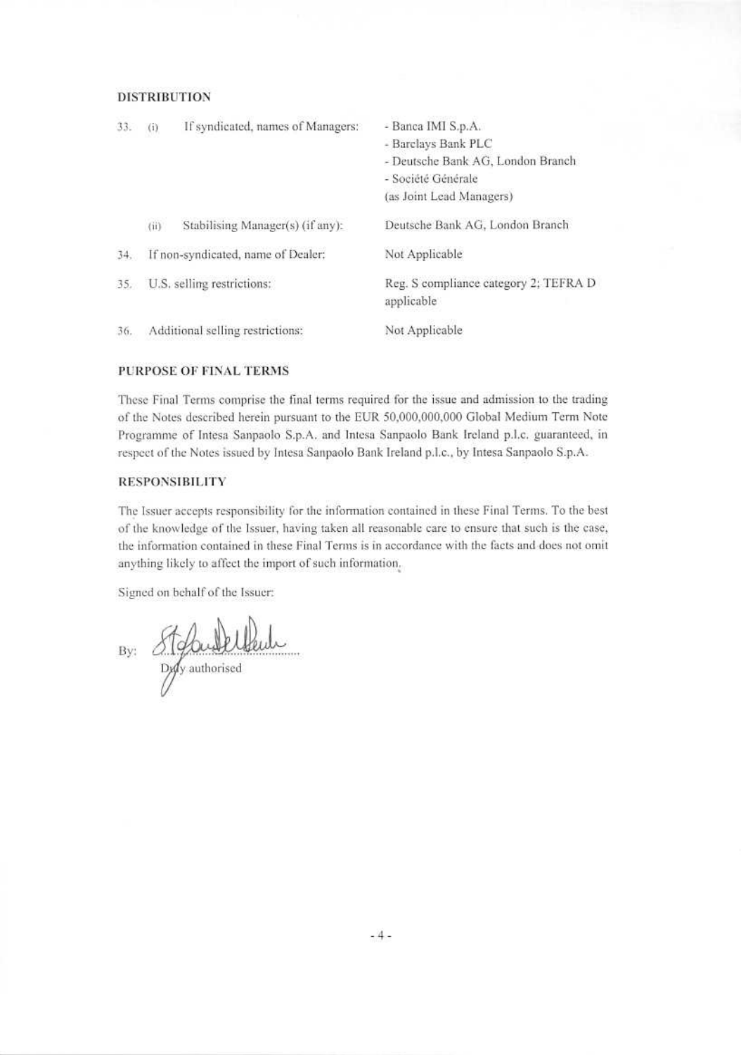## DISTRIBUTION

| | | |
|---|---|---|
| 33. | (i) If syndicated, names of Managers: | - Banca IMI S.p.A.<br>- Barclays Bank PLC<br>- Deutsche Bank AG, London Branch<br>- Société Générale<br>(as Joint Lead Managers) |
| | (ii) Stabilising Manager(s) (if any): | Deutsche Bank AG, London Branch |
| 34. | If non-syndicated, name of Dealer: | Not Applicable |
| 35. | U.S. selling restrictions: | Reg. S compliance category 2; TEFRA D applicable |
| 36. | Additional selling restrictions: | Not Applicable |

## PURPOSE OF FINAL TERMS

These Final Terms comprise the final terms required for the issue and admission to the trading of the Notes described herein pursuant to the EUR 50,000,000,000 Global Medium Term Note Programme of Intesa Sanpaolo S.p.A. and Intesa Sanpaolo Bank Ireland p.l.c. guaranteed, in respect of the Notes issued by Intesa Sanpaolo Bank Ireland p.l.c., by Intesa Sanpaolo S.p.A.

## RESPONSIBILITY

The Issuer accepts responsibility for the information contained in these Final Terms. To the best of the knowledge of the Issuer, having taken all reasonable care to ensure that such is the case, the information contained in these Final Terms is in accordance with the facts and does not omit anything likely to affect the import of such information.

Signed on behalf of the Issuer:

By: ............................
Duly authorised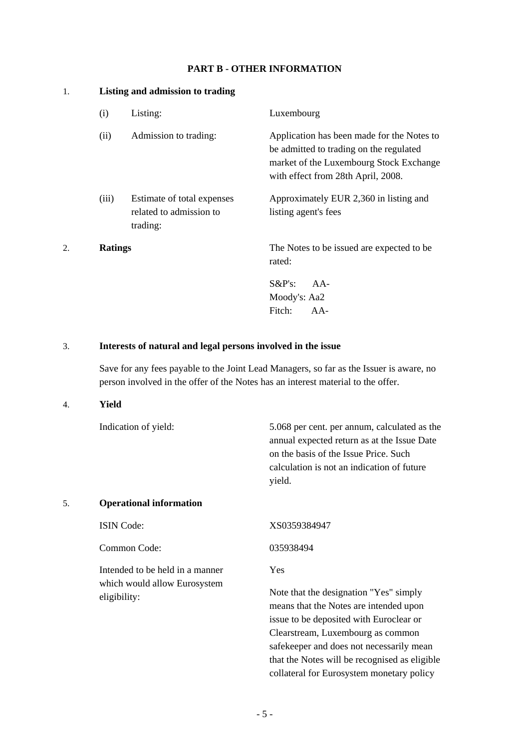## PART B - OTHER INFORMATION

1. **Listing and admission to trading**

| | | |
|---|---|---|
| (i) | Listing: | Luxembourg |
| (ii) | Admission to trading: | Application has been made for the Notes to be admitted to trading on the regulated market of the Luxembourg Stock Exchange with effect from 28th April, 2008. |
| (iii) | Estimate of total expenses related to admission to trading: | Approximately EUR 2,360 in listing and listing agent's fees |

2. **Ratings**

The Notes to be issued are expected to be rated:

S&P's: AA-
Moody's: Aa2
Fitch: AA-

3. **Interests of natural and legal persons involved in the issue**

Save for any fees payable to the Joint Lead Managers, so far as the Issuer is aware, no person involved in the offer of the Notes has an interest material to the offer.

4. **Yield**

| | |
|---|---|
| Indication of yield: | 5.068 per cent. per annum, calculated as the annual expected return as at the Issue Date on the basis of the Issue Price. Such calculation is not an indication of future yield. |

5. **Operational information**

| | |
|---|---|
| ISIN Code: | XS0359384947 |
| Common Code: | 035938494 |
| Intended to be held in a manner which would allow Eurosystem eligibility: | Yes<br><br>Note that the designation "Yes" simply means that the Notes are intended upon issue to be deposited with Euroclear or Clearstream, Luxembourg as common safekeeper and does not necessarily mean that the Notes will be recognised as eligible collateral for Eurosystem monetary policy |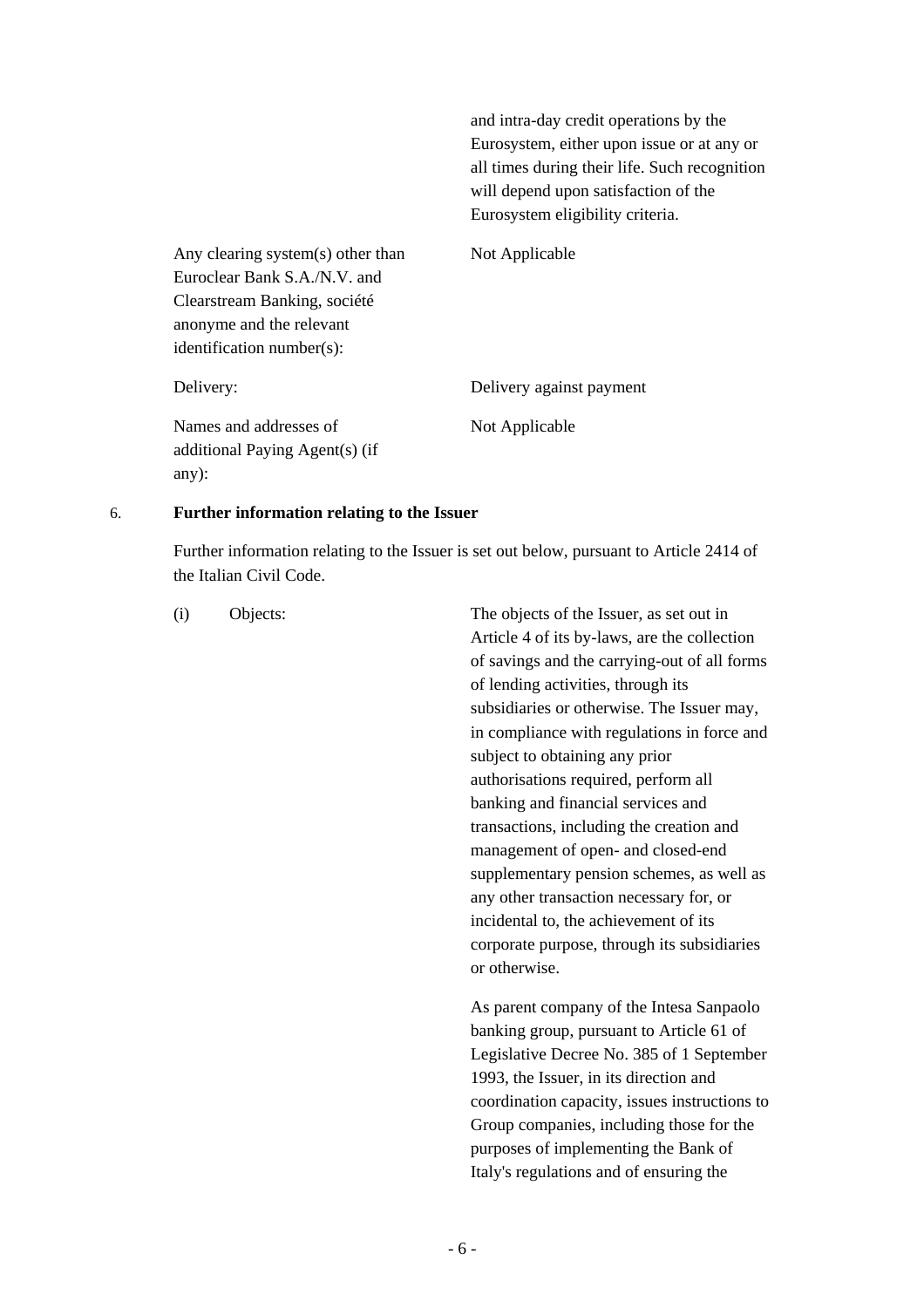and intra-day credit operations by the Eurosystem, either upon issue or at any or all times during their life. Such recognition will depend upon satisfaction of the Eurosystem eligibility criteria.

| | |
|---|---|
| Any clearing system(s) other than Euroclear Bank S.A./N.V. and Clearstream Banking, société anonyme and the relevant identification number(s): | Not Applicable |
| Delivery: | Delivery against payment |
| Names and addresses of additional Paying Agent(s) (if any): | Not Applicable |

6. **Further information relating to the Issuer**

Further information relating to the Issuer is set out below, pursuant to Article 2414 of the Italian Civil Code.

(i) Objects:

The objects of the Issuer, as set out in Article 4 of its by-laws, are the collection of savings and the carrying-out of all forms of lending activities, through its subsidiaries or otherwise. The Issuer may, in compliance with regulations in force and subject to obtaining any prior authorisations required, perform all banking and financial services and transactions, including the creation and management of open- and closed-end supplementary pension schemes, as well as any other transaction necessary for, or incidental to, the achievement of its corporate purpose, through its subsidiaries or otherwise.

As parent company of the Intesa Sanpaolo banking group, pursuant to Article 61 of Legislative Decree No. 385 of 1 September 1993, the Issuer, in its direction and coordination capacity, issues instructions to Group companies, including those for the purposes of implementing the Bank of Italy's regulations and of ensuring the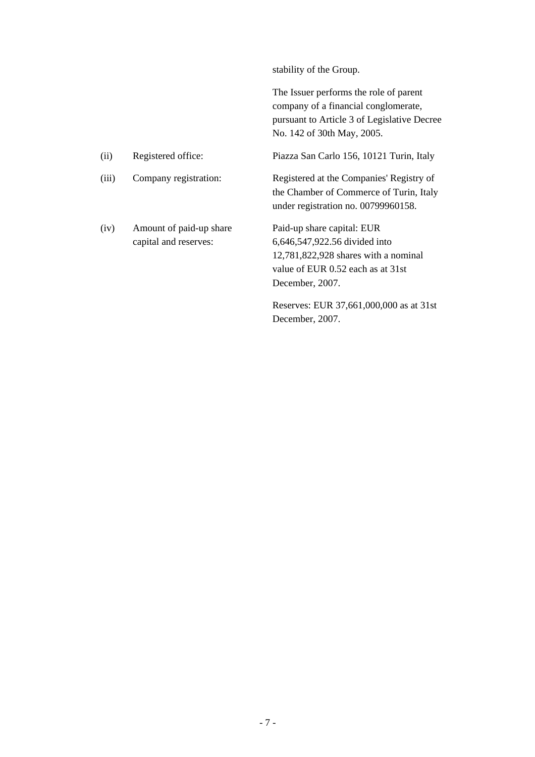|  |  |  |
|---|---|---|
|  |  | stability of the Group.<br><br>The Issuer performs the role of parent company of a financial conglomerate, pursuant to Article 3 of Legislative Decree No. 142 of 30th May, 2005. |
| (ii) | Registered office: | Piazza San Carlo 156, 10121 Turin, Italy |
| (iii) | Company registration: | Registered at the Companies' Registry of the Chamber of Commerce of Turin, Italy under registration no. 00799960158. |
| (iv) | Amount of paid-up share capital and reserves: | Paid-up share capital: EUR 6,646,547,922.56 divided into 12,781,822,928 shares with a nominal value of EUR 0.52 each as at 31st December, 2007.<br><br>Reserves: EUR 37,661,000,000 as at 31st December, 2007. |